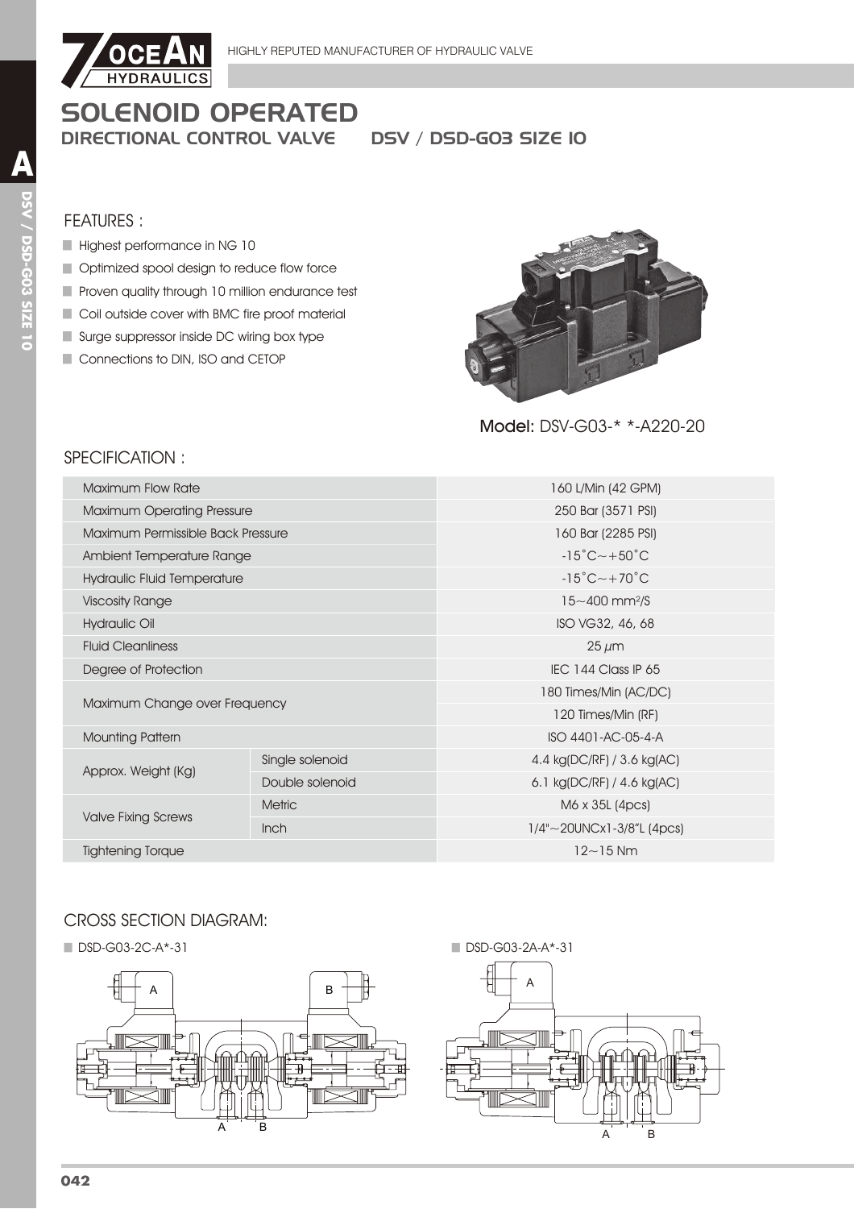# SOLENOID OPERATED

## DIRECTIONAL CONTROL VALVE DSV / DSD-G03 SIZE 10

### FEATURES :

- Highest performance in NG 10
- Optimized spool design to reduce flow force
- Proven quality through 10 million endurance test
- Coil outside cover with BMC fire proof material
- Surge suppressor inside DC wiring box type
- Connections to DIN, ISO and CETOP

**Model:** DSV-G03-* *-A220-20

### SPECIFICATION :

| | | |
|---|---|---|
| Maximum Flow Rate | | 160 L/Min (42 GPM) |
| Maximum Operating Pressure | | 250 Bar (3571 PSI) |
| Maximum Permissible Back Pressure | | 160 Bar (2285 PSI) |
| Ambient Temperature Range | | -15˚C～+50˚C |
| Hydraulic Fluid Temperature | | -15˚C～+70˚C |
| Viscosity Range | | 15～400 $mm^2/S$ |
| Hydraulic Oil | | ISO VG32, 46, 68 |
| Fluid Cleanliness | | 25 $\mu$m |
| Degree of Protection | | IEC 144 Class IP 65 |
| Maximum Change over Frequency | | 180 Times/Min (AC/DC) |
| | | 120 Times/Min (RF) |
| Mounting Pattern | | ISO 4401-AC-05-4-A |
| Approx. Weight (Kg) | Single solenoid | 4.4 kg(DC/RF) / 3.6 kg(AC) |
| | Double solenoid | 6.1 kg(DC/RF) / 4.6 kg(AC) |
| Valve Fixing Screws | Metric | M6 x 35L (4pcs) |
| | Inch | 1/4"～20UNCx1-3/8"L (4pcs) |
| Tightening Torque | | 12～15 Nm |

### CROSS SECTION DIAGRAM:

- DSD-G03-2C-A*-31

A B

A B

- DSD-G03-2A-A*-31

A

A B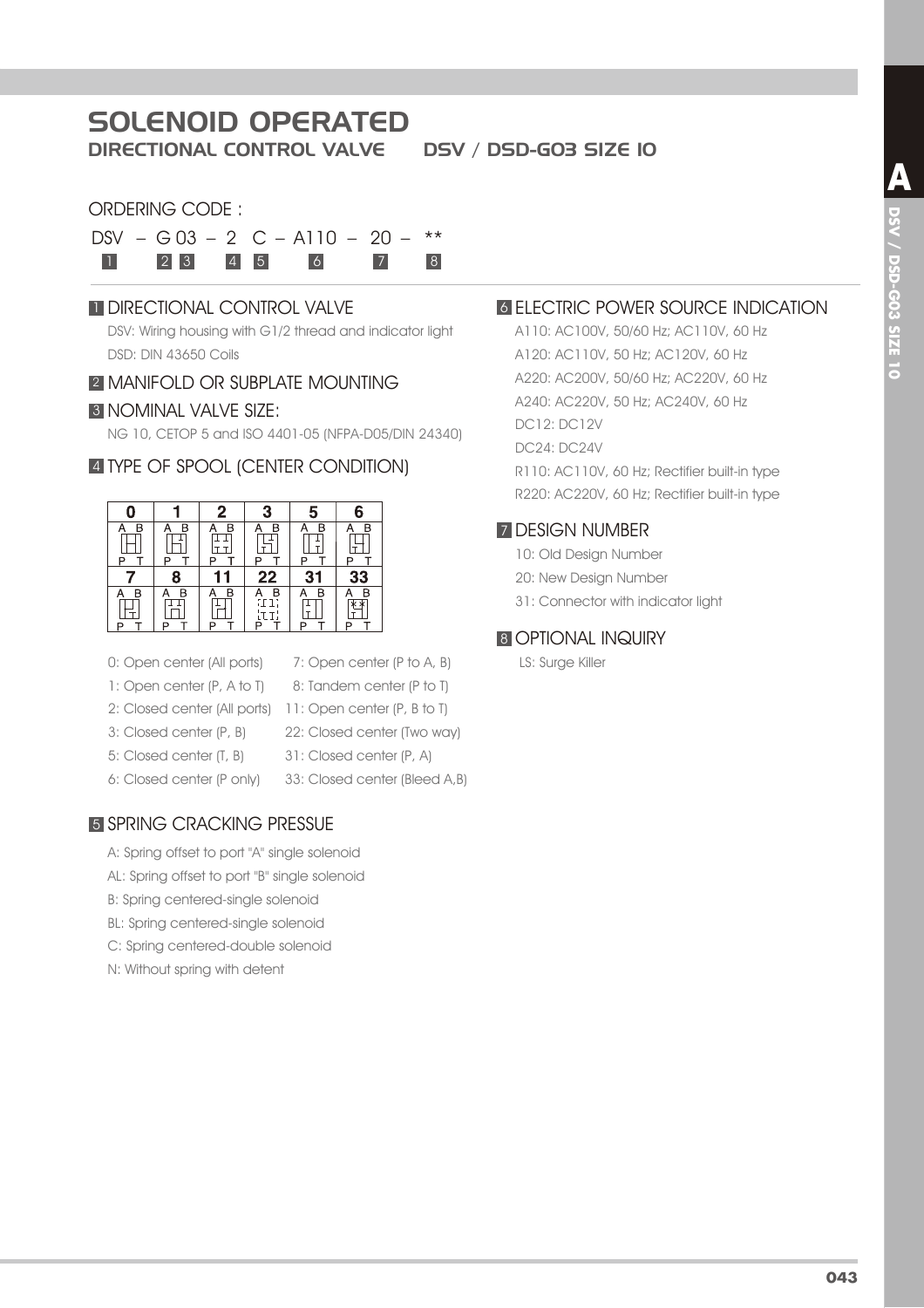# SOLENOID OPERATED

## DIRECTIONAL CONTROL VALVE    DSV / DSD-G03 SIZE 10

ORDERING CODE :

```
DSV – G 03 – 2  C – A110 – 20 – **
 1    2  3   4  5    6      7    8
```

### 1 DIRECTIONAL CONTROL VALVE

DSV: Wiring housing with G1/2 thread and indicator light
DSD: DIN 43650 Coils

### 2 MANIFOLD OR SUBPLATE MOUNTING

### 3 NOMINAL VALVE SIZE:

NG 10, CETOP 5 and ISO 4401-05 (NFPA-D05/DIN 24340)

### 4 TYPE OF SPOOL (CENTER CONDITION)

| 0 | 1 | 2 | 3 | 5 | 6 |
|---|---|---|---|---|---|
| A B / P T | A B / P T | A B / P T | A B / P T | A B / P T | A B / P T |
| **7** | **8** | **11** | **22** | **31** | **33** |
| A B / P T | A B / P T | A B / P T | A B / P T | A B / P T | A B / P T |

- 0: Open center (All ports)
- 1: Open center (P, A to T)
- 2: Closed center (All ports)
- 3: Closed center (P, B)
- 5: Closed center (T, B)
- 6: Closed center (P only)
- 7: Open center (P to A, B)
- 8: Tandem center (P to T)
- 11: Open center (P, B to T)
- 22: Closed center (Two way)
- 31: Closed center (P, A)
- 33: Closed center (Bleed A,B)

### 5 SPRING CRACKING PRESSUE

- A: Spring offset to port "A" single solenoid
- AL: Spring offset to port "B" single solenoid
- B: Spring centered-single solenoid
- BL: Spring centered-single solenoid
- C: Spring centered-double solenoid
- N: Without spring with detent

### 6 ELECTRIC POWER SOURCE INDICATION

- A110: AC100V, 50/60 Hz; AC110V, 60 Hz
- A120: AC110V, 50 Hz; AC120V, 60 Hz
- A220: AC200V, 50/60 Hz; AC220V, 60 Hz
- A240: AC220V, 50 Hz; AC240V, 60 Hz
- DC12: DC12V
- DC24: DC24V
- R110: AC110V, 60 Hz; Rectifier built-in type
- R220: AC220V, 60 Hz; Rectifier built-in type

### 7 DESIGN NUMBER

- 10: Old Design Number
- 20: New Design Number
- 31: Connector with indicator light

### 8 OPTIONAL INQUIRY

LS: Surge Killer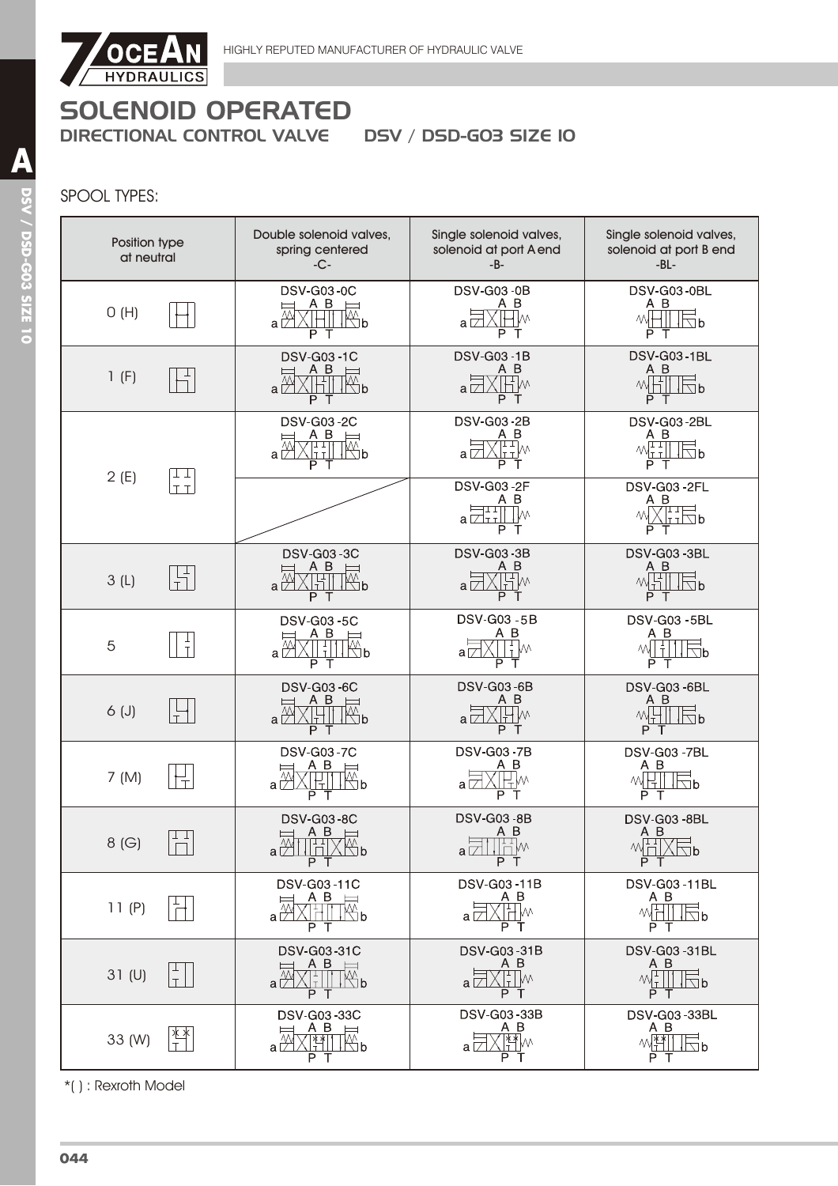# SOLENOID OPERATED

## DIRECTIONAL CONTROL VALVE DSV / DSD-G03 SIZE 10

SPOOL TYPES:

| Position type at neutral | Double solenoid valves, spring centered -C- | Single solenoid valves, solenoid at port A end -B- | Single solenoid valves, solenoid at port B end -BL- |
|---|---|---|---|
| 0 (H) | DSV-G03-0C | DSV-G03-0B | DSV-G03-0BL |
| 1 (F) | DSV-G03-1C | DSV-G03-1B | DSV-G03-1BL |
| 2 (E) | DSV-G03-2C | DSV-G03-2B | DSV-G03-2BL |
| | | DSV-G03-2F | DSV-G03-2FL |
| 3 (L) | DSV-G03-3C | DSV-G03-3B | DSV-G03-3BL |
| 5 | DSV-G03-5C | DSV-G03-5B | DSV-G03-5BL |
| 6 (J) | DSV-G03-6C | DSV-G03-6B | DSV-G03-6BL |
| 7 (M) | DSV-G03-7C | DSV-G03-7B | DSV-G03-7BL |
| 8 (G) | DSV-G03-8C | DSV-G03-8B | DSV-G03-8BL |
| 11 (P) | DSV-G03-11C | DSV-G03-11B | DSV-G03-11BL |
| 31 (U) | DSV-G03-31C | DSV-G03-31B | DSV-G03-31BL |
| 33 (W) | DSV-G03-33C | DSV-G03-33B | DSV-G03-33BL |

*( ) : Rexroth Model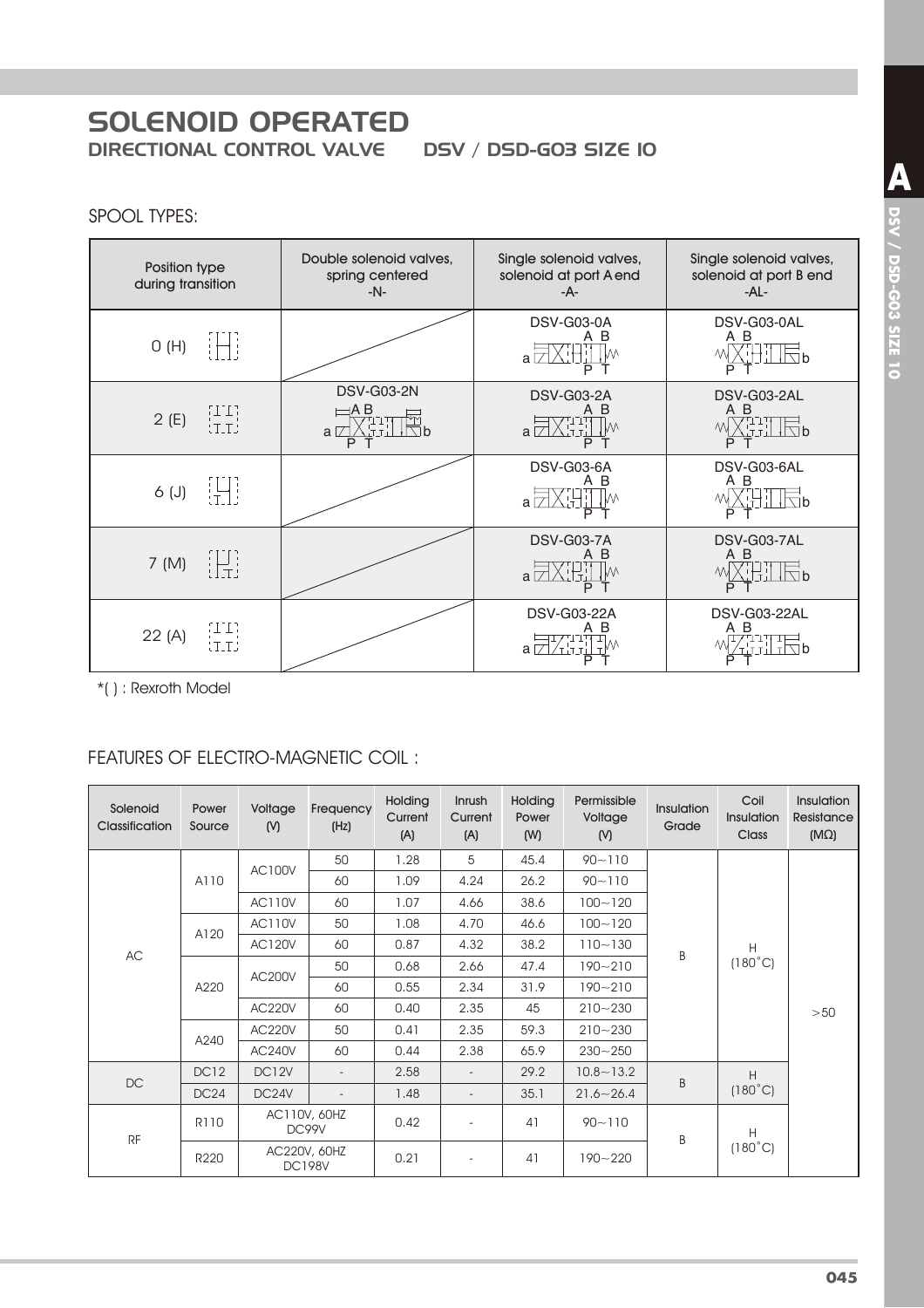# SOLENOID OPERATED

## DIRECTIONAL CONTROL VALVE DSV / DSD-G03 SIZE 10

### SPOOL TYPES:

| Position type during transition | Double solenoid valves, spring centered -N- | Single solenoid valves, solenoid at port A end -A- | Single solenoid valves, solenoid at port B end -AL- |
|---|---|---|---|
| 0 (H) | | DSV-G03-0A | DSV-G03-0AL |
| 2 (E) | DSV-G03-2N | DSV-G03-2A | DSV-G03-2AL |
| 6 (J) | | DSV-G03-6A | DSV-G03-6AL |
| 7 (M) | | DSV-G03-7A | DSV-G03-7AL |
| 22 (A) | | DSV-G03-22A | DSV-G03-22AL |

*( ) : Rexroth Model

### FEATURES OF ELECTRO-MAGNETIC COIL :

| Solenoid Classification | Power Source | Voltage (V) | Frequency (Hz) | Holding Current (A) | Inrush Current (A) | Holding Power (W) | Permissible Voltage (V) | Insulation Grade | Coil Insulation Class | Insulation Resistance (MΩ) |
|---|---|---|---|---|---|---|---|---|---|---|
| AC | A110 | AC100V | 50 | 1.28 | 5 | 45.4 | 90~110 | B | H (180˚C) | >50 |
| | | | 60 | 1.09 | 4.24 | 26.2 | 90~110 | | | |
| | | AC110V | 60 | 1.07 | 4.66 | 38.6 | 100~120 | | | |
| | A120 | AC110V | 50 | 1.08 | 4.70 | 46.6 | 100~120 | | | |
| | | AC120V | 60 | 0.87 | 4.32 | 38.2 | 110~130 | | | |
| | A220 | AC200V | 50 | 0.68 | 2.66 | 47.4 | 190~210 | | | |
| | | | 60 | 0.55 | 2.34 | 31.9 | 190~210 | | | |
| | | AC220V | 60 | 0.40 | 2.35 | 45 | 210~230 | | | |
| | A240 | AC220V | 50 | 0.41 | 2.35 | 59.3 | 210~230 | | | |
| | | AC240V | 60 | 0.44 | 2.38 | 65.9 | 230~250 | | | |
| DC | DC12 | DC12V | - | 2.58 | - | 29.2 | 10.8~13.2 | B | H (180˚C) | |
| | DC24 | DC24V | - | 1.48 | - | 35.1 | 21.6~26.4 | | | |
| RF | R110 | AC110V, 60HZ DC99V | | 0.42 | - | 41 | 90~110 | B | H (180˚C) | |
| | R220 | AC220V, 60HZ DC198V | | 0.21 | - | 41 | 190~220 | | | |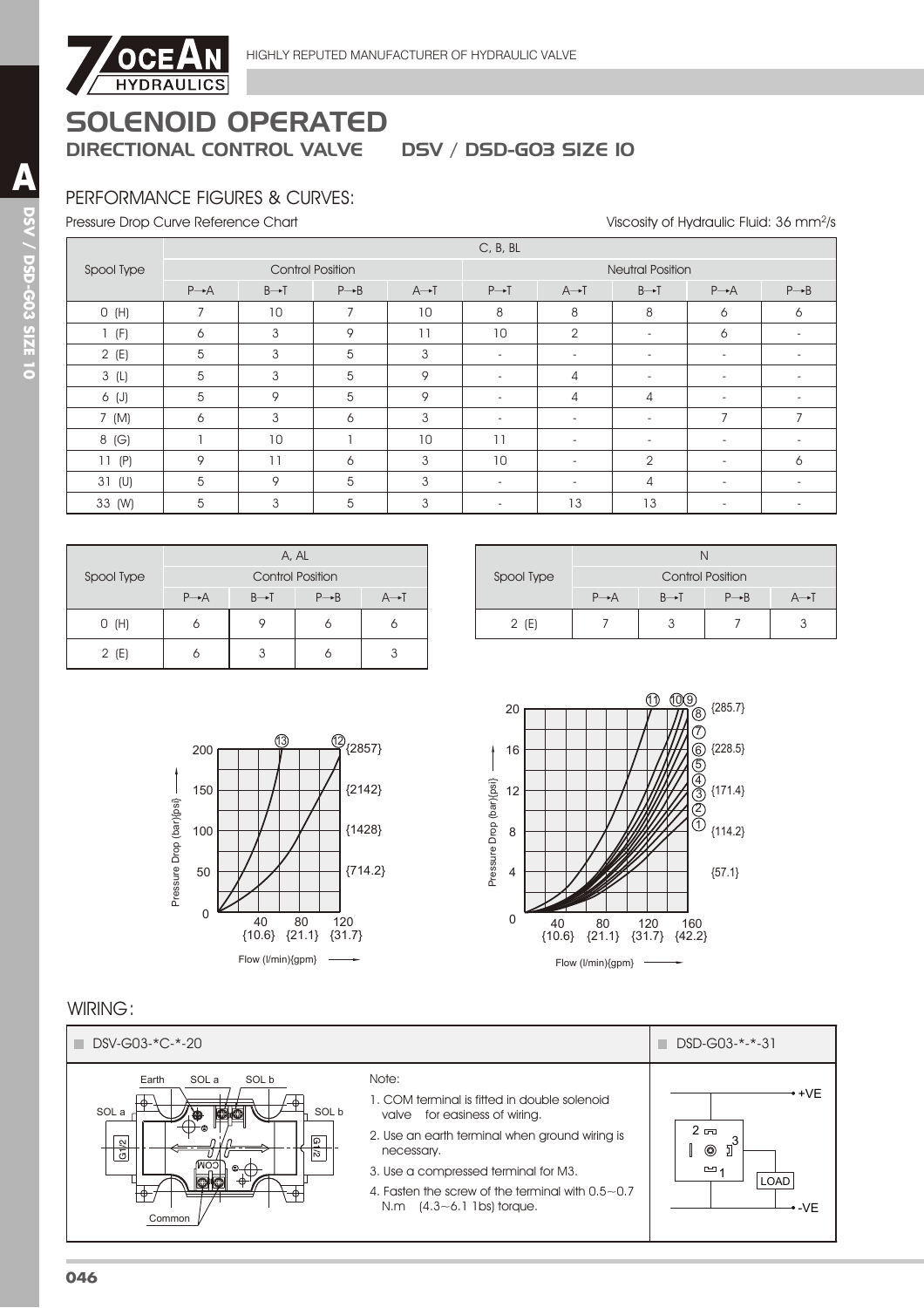# SOLENOID OPERATED

## DIRECTIONAL CONTROL VALVE DSV / DSD-G03 SIZE 10

### PERFORMANCE FIGURES & CURVES:

Pressure Drop Curve Reference Chart

Viscosity of Hydraulic Fluid: 36 mm²/s

| Spool Type | C, B, BL | | | | | | | | |
|---|---|---|---|---|---|---|---|---|---|
| | Control Position | | | | Neutral Position | | | | |
| | P→A | B→T | P→B | A→T | P→T | A→T | B→T | P→A | P→B |
| 0 (H) | 7 | 10 | 7 | 10 | 8 | 8 | 8 | 6 | 6 |
| 1 (F) | 6 | 3 | 9 | 11 | 10 | 2 | - | 6 | - |
| 2 (E) | 5 | 3 | 5 | 3 | - | - | - | - | - |
| 3 (L) | 5 | 3 | 5 | 9 | - | 4 | - | - | - |
| 6 (J) | 5 | 9 | 5 | 9 | - | 4 | 4 | - | - |
| 7 (M) | 6 | 3 | 6 | 3 | - | - | - | 7 | 7 |
| 8 (G) | 1 | 10 | 1 | 10 | 11 | - | - | - | - |
| 11 (P) | 9 | 11 | 6 | 3 | 10 | - | 2 | - | 6 |
| 31 (U) | 5 | 9 | 5 | 3 | - | - | 4 | - | - |
| 33 (W) | 5 | 3 | 5 | 3 | - | 13 | 13 | - | - |

| Spool Type | A, AL | | | |
|---|---|---|---|---|
| | Control Position | | | |
| | P→A | B→T | P→B | A→T |
| 0 (H) | 6 | 9 | 6 | 6 |
| 2 (E) | 6 | 3 | 6 | 3 |

| Spool Type | N | | | |
|---|---|---|---|---|
| | Control Position | | | |
| | P→A | B→T | P→B | A→T |
| 2 (E) | 7 | 3 | 7 | 3 |

Pressure Drop (bar){psi}: 0, 50 {714.2}, 100 {1428}, 150 {2142}, 200 {2857} — curves ⑫, ⑬ — Flow (l/min){gpm}: 40 {10.6}, 80 {21.1}, 120 {31.7}

Pressure Drop (bar){psi}: 0, 4 {57.1}, 8 {114.2}, 12 {171.4}, 16 {228.5}, 20 {285.7} — curves ①–⑪ — Flow (l/min){gpm}: 40 {10.6}, 80 {21.1}, 120 {31.7}, 160 {42.2}

### WIRING:

**DSV-G03-\*C-\*-20**

Earth, SOL a, SOL b, SOL a, SOL b, G1/2, G1/2, COM, Common

Note:

1. COM terminal is fitted in double solenoid valve for easiness of wiring.
2. Use an earth terminal when ground wiring is necessary.
3. Use a compressed terminal for M3.
4. Fasten the screw of the terminal with 0.5~0.7 N.m (4.3~6.1 1bs) torque.

**DSD-G03-\*-\*-31**

+VE, 2, 3, 1, LOAD, -VE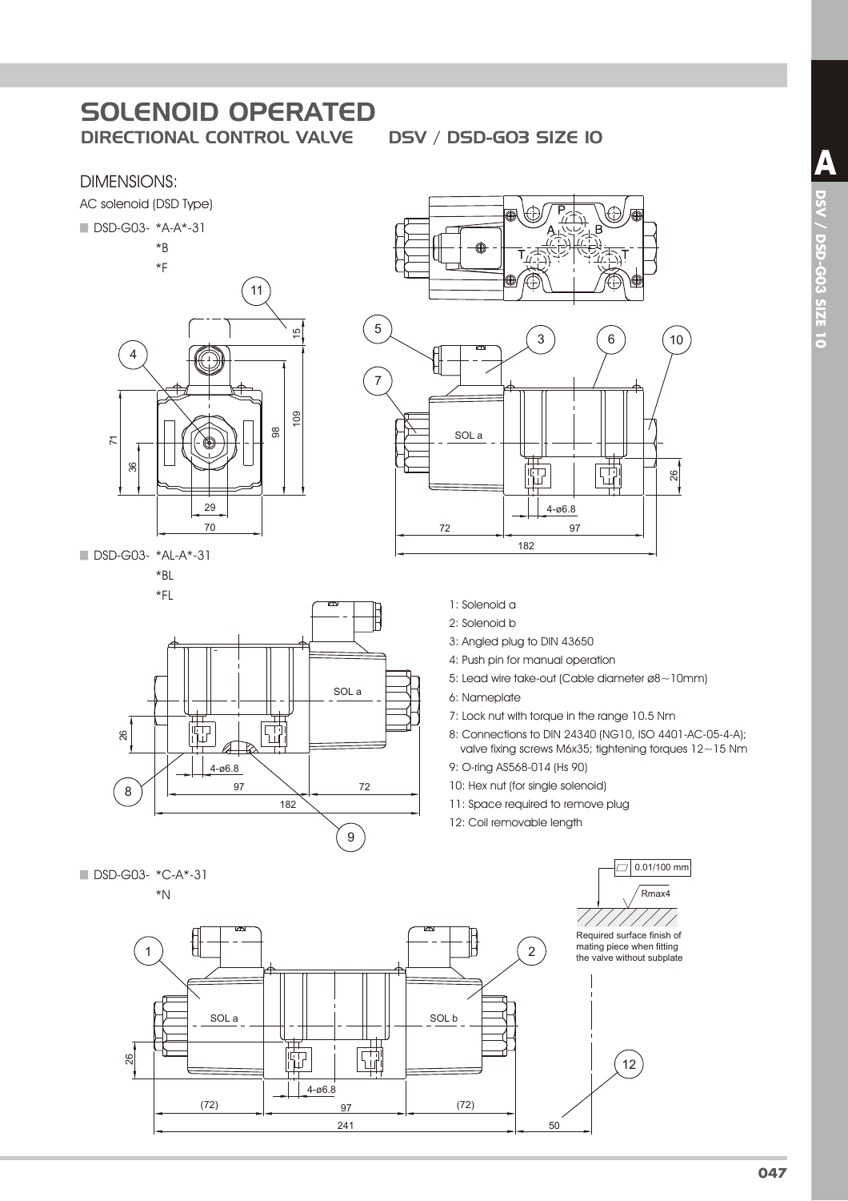# SOLENOID OPERATED

## DIRECTIONAL CONTROL VALVE DSV / DSD-G03 SIZE 10

### DIMENSIONS:

AC solenoid (DSD Type)

- DSD-G03- *A-A*-31
  *B
  *F

- DSD-G03- *AL-A*-31
  *BL
  *FL

1: Solenoid a
2: Solenoid b
3: Angled plug to DIN 43650
4: Push pin for manual operation
5: Lead wire take-out (Cable diameter ø8~10mm)
6: Nameplate
7: Lock nut with torque in the range 10.5 Nm
8: Connections to DIN 24340 (NG10, ISO 4401-AC-05-4-A); valve fixing screws M6x35; tightening torques 12~15 Nm
9: O-ring AS568-014 (Hs 90)
10: Hex nut (for single solenoid)
11: Space required to remove plug
12: Coil removable length

- DSD-G03- *C-A*-31
  *N

0.01/100 mm
Rmax4

Required surface finish of mating piece when fitting the valve without subplate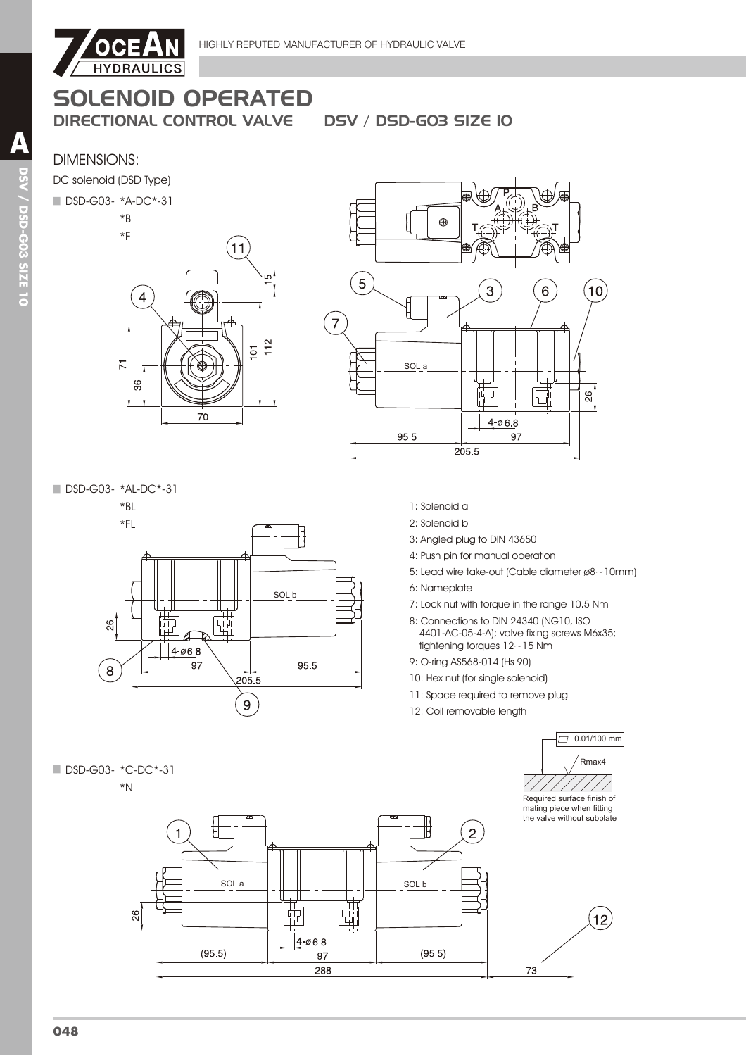# SOLENOID OPERATED

## DIRECTIONAL CONTROL VALVE DSV / DSD-G03 SIZE 10

### DIMENSIONS:

DC solenoid (DSD Type)

- DSD-G03- *A-DC*-31
  *B
  *F

- DSD-G03- *AL-DC*-31
  *BL
  *FL

1: Solenoid a
2: Solenoid b
3: Angled plug to DIN 43650
4: Push pin for manual operation
5: Lead wire take-out (Cable diameter ø8~10mm)
6: Nameplate
7: Lock nut with torque in the range 10.5 Nm
8: Connections to DIN 24340 (NG10, ISO 4401-AC-05-4-A); valve fixing screws M6x35; tightening torques 12~15 Nm
9: O-ring AS568-014 (Hs 90)
10: Hex nut (for single solenoid)
11: Space required to remove plug
12: Coil removable length

- DSD-G03- *C-DC*-31
  *N

0.01/100 mm
Rmax4
Required surface finish of mating piece when fitting the valve without subplate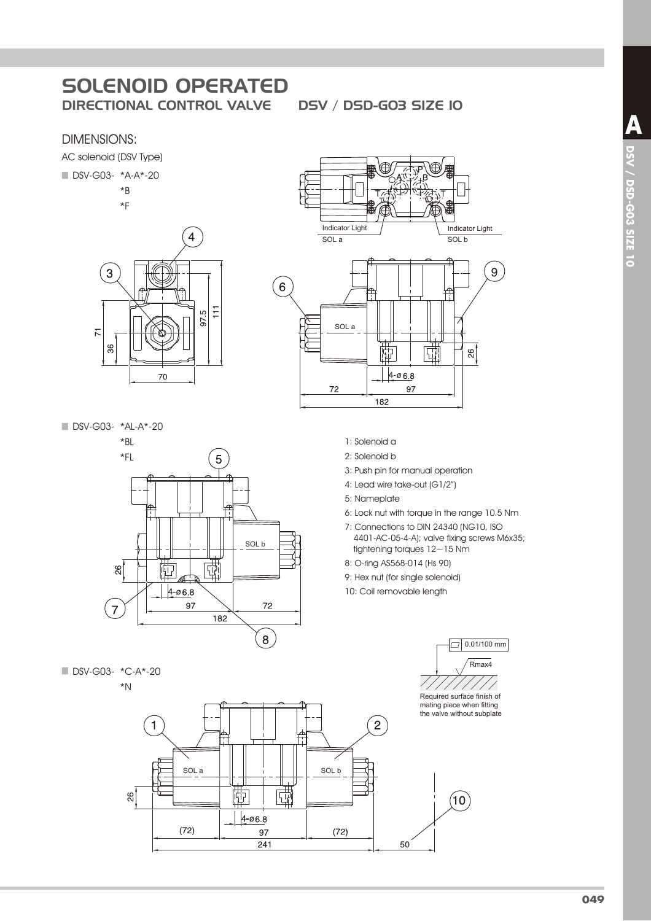# SOLENOID OPERATED

## DIRECTIONAL CONTROL VALVE DSV / DSD-G03 SIZE 10

### DIMENSIONS:

AC solenoid (DSV Type)

- DSV-G03- *A-A*-20
  *B
  *F

- DSV-G03- *AL-A*-20
  *BL
  *FL

1: Solenoid a
2: Solenoid b
3: Push pin for manual operation
4: Lead wire take-out (G1/2")
5: Nameplate
6: Lock nut with torque in the range 10.5 Nm
7: Connections to DIN 24340 (NG10, ISO 4401-AC-05-4-A); valve fixing screws M6x35; tightening torques 12~15 Nm
8: O-ring AS568-014 (Hs 90)
9: Hex nut (for single solenoid)
10: Coil removable length

Required surface finish of mating piece when fitting the valve without subplate

- DSV-G03- *C-A*-20
  *N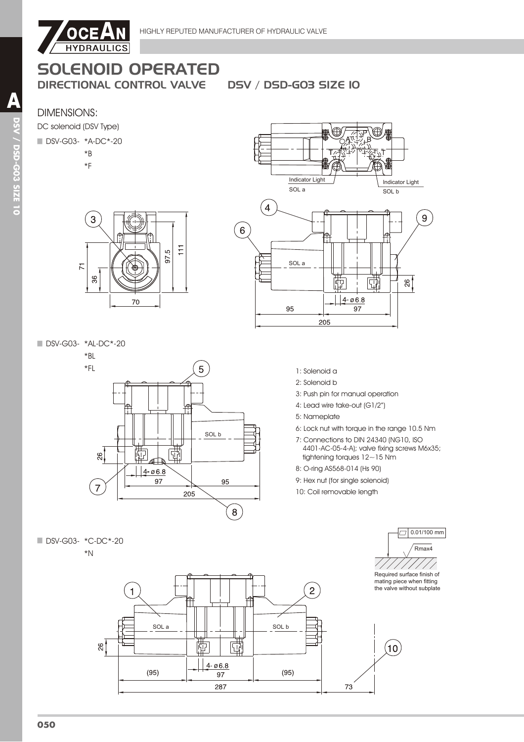# SOLENOID OPERATED

## DIRECTIONAL CONTROL VALVE DSV / DSD-G03 SIZE 10

### DIMENSIONS:

DC solenoid (DSV Type)

- DSV-G03- *A-DC*-20
  *B
  *F

- DSV-G03- *AL-DC*-20
  *BL
  *FL

1: Solenoid a
2: Solenoid b
3: Push pin for manual operation
4: Lead wire take-out (G1/2")
5: Nameplate
6: Lock nut with torque in the range 10.5 Nm
7: Connections to DIN 24340 (NG10, ISO 4401-AC-05-4-A); valve fixing screws M6x35; tightening torques 12~15 Nm
8: O-ring AS568-014 (Hs 90)
9: Hex nut (for single solenoid)
10: Coil removable length

- DSV-G03- *C-DC*-20
  *N

0.01/100 mm
Rmax4
Required surface finish of mating piece when fitting the valve without subplate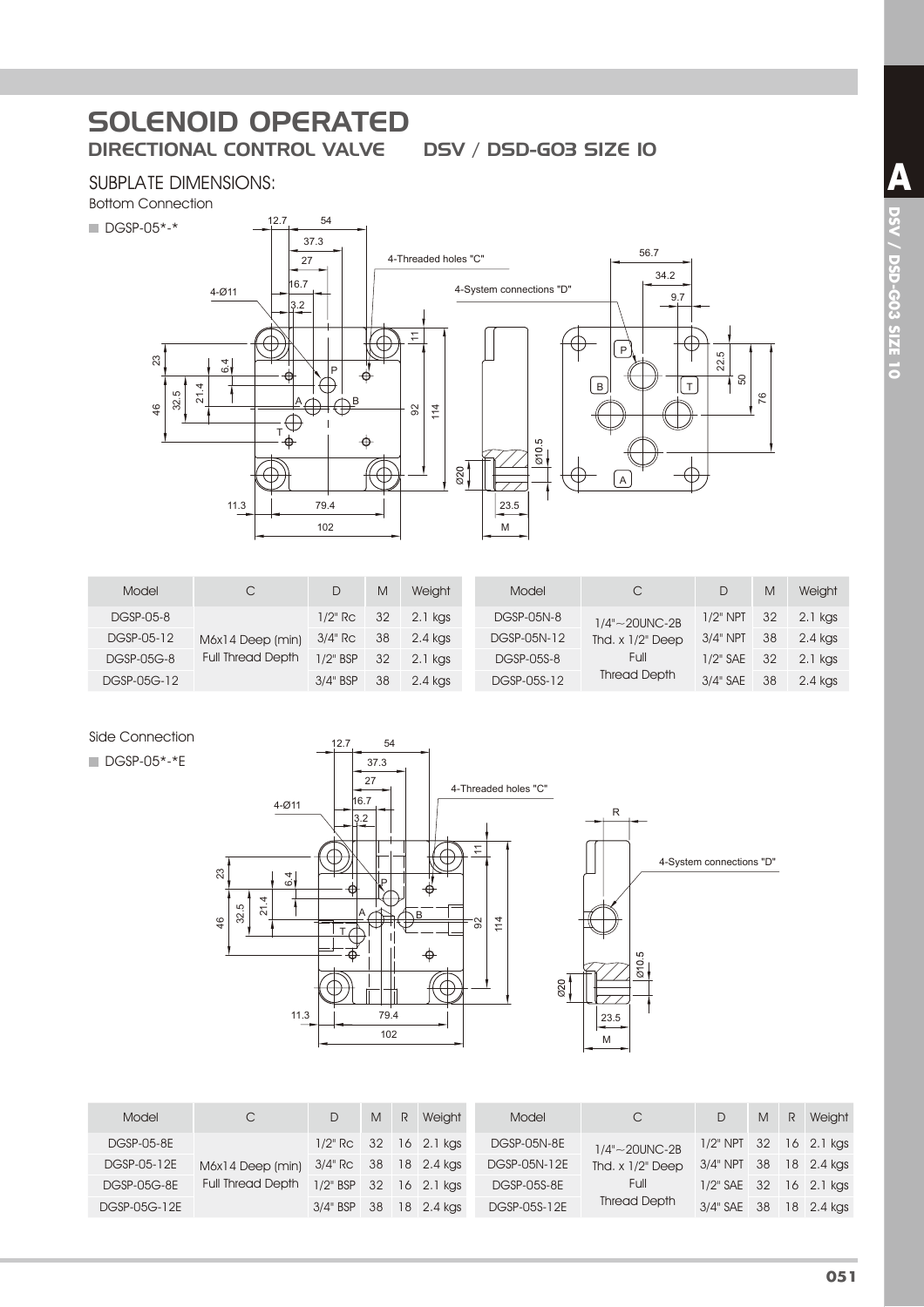# SOLENOID OPERATED

## DIRECTIONAL CONTROL VALVE DSV / DSD-G03 SIZE 10

### SUBPLATE DIMENSIONS:

Bottom Connection

■ DGSP-05*-*

12.7
54
37.3
27
16.7
3.2
4-Ø11
4-Threaded holes "C"
4-System connections "D"
56.7
34.2
9.7
23
6.4
32.5
21.4
46
P
A
B
T
11
92
114
Ø20
Ø10.5
P
B
T
A
22.5
50
76
11.3
79.4
102
23.5
M

| Model | C | D | M | Weight |
|---|---|---|---|---|
| DGSP-05-8 | M6x14 Deep (min) Full Thread Depth | 1/2" Rc | 32 | 2.1 kgs |
| DGSP-05-12 | | 3/4" Rc | 38 | 2.4 kgs |
| DGSP-05G-8 | | 1/2" BSP | 32 | 2.1 kgs |
| DGSP-05G-12 | | 3/4" BSP | 38 | 2.4 kgs |

| Model | C | D | M | Weight |
|---|---|---|---|---|
| DGSP-05N-8 | 1/4"~20UNC-2B Thd. x 1/2" Deep Full Thread Depth | 1/2" NPT | 32 | 2.1 kgs |
| DGSP-05N-12 | | 3/4" NPT | 38 | 2.4 kgs |
| DGSP-05S-8 | | 1/2" SAE | 32 | 2.1 kgs |
| DGSP-05S-12 | | 3/4" SAE | 38 | 2.4 kgs |

Side Connection

■ DGSP-05*-*E

12.7
54
37.3
27
16.7
3.2
4-Ø11
4-Threaded holes "C"
R
4-System connections "D"
23
6.4
32.5
21.4
46
P
A
B
T
11
92
114
Ø20
Ø10.5
11.3
79.4
102
23.5
M

| Model | C | D | M | R | Weight |
|---|---|---|---|---|---|
| DGSP-05-8E | M6x14 Deep (min) Full Thread Depth | 1/2" Rc | 32 | 16 | 2.1 kgs |
| DGSP-05-12E | | 3/4" Rc | 38 | 18 | 2.4 kgs |
| DGSP-05G-8E | | 1/2" BSP | 32 | 16 | 2.1 kgs |
| DGSP-05G-12E | | 3/4" BSP | 38 | 18 | 2.4 kgs |

| Model | C | D | M | R | Weight |
|---|---|---|---|---|---|
| DGSP-05N-8E | 1/4"~20UNC-2B Thd. x 1/2" Deep Full Thread Depth | 1/2" NPT | 32 | 16 | 2.1 kgs |
| DGSP-05N-12E | | 3/4" NPT | 38 | 18 | 2.4 kgs |
| DGSP-05S-8E | | 1/2" SAE | 32 | 16 | 2.1 kgs |
| DGSP-05S-12E | | 3/4" SAE | 38 | 18 | 2.4 kgs |